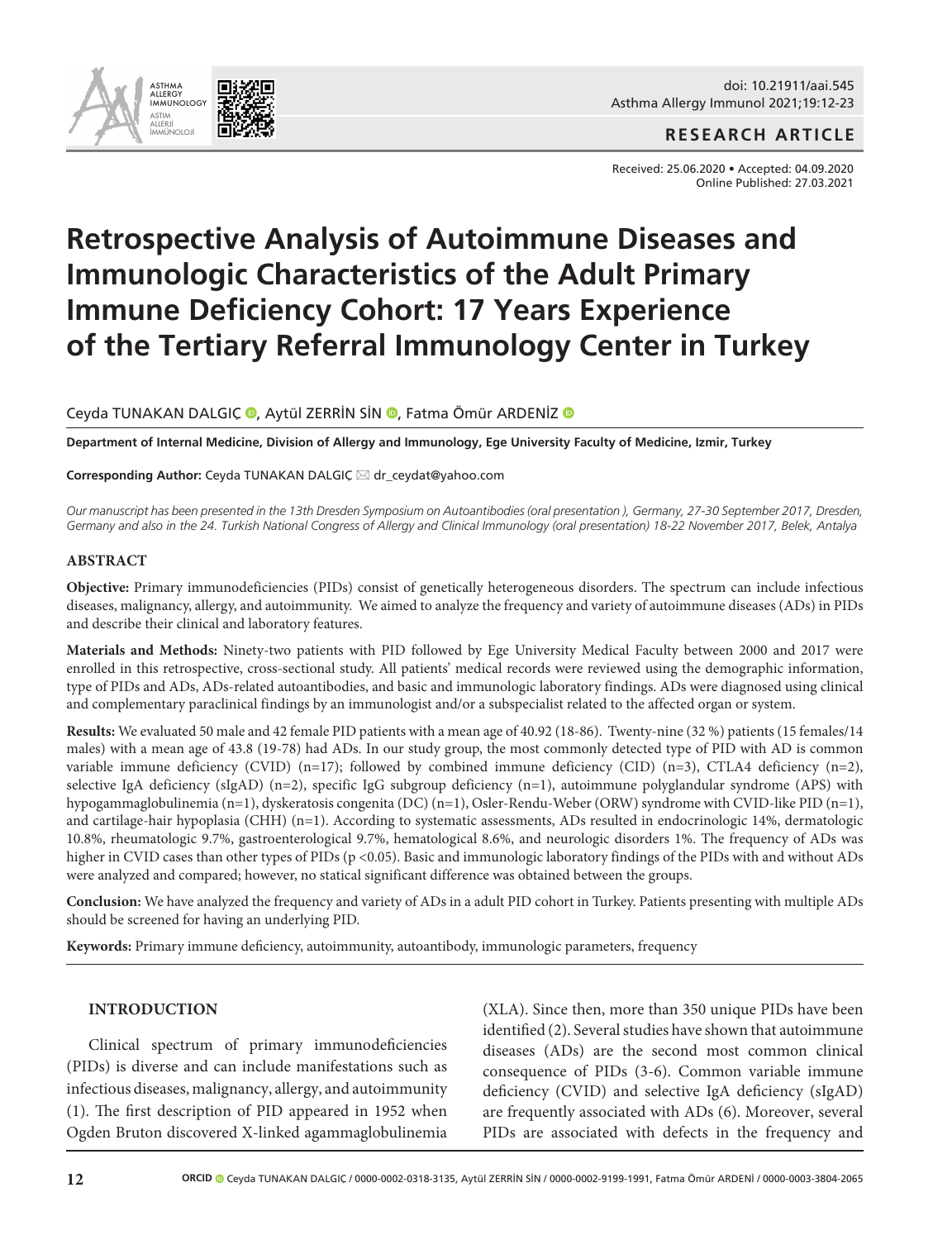RESEARCH ARTICLE

Received: 25.06.2020 • Accepted: 04.09.2020
Online Published: 27.03.2021

# Retrospective Analysis of Autoimmune Diseases and Immunologic Characteristics of the Adult Primary Immune Deficiency Cohort: 17 Years Experience of the Tertiary Referral Immunology Center in Turkey

Ceyda TUNAKAN DALGIÇ, Aytül ZERRİN SİN, Fatma Ömür ARDENİZ

**Department of Internal Medicine, Division of Allergy and Immunology, Ege University Faculty of Medicine, Izmir, Turkey**

**Corresponding Author:** Ceyda TUNAKAN DALGIÇ ✉ dr_ceydat@yahoo.com

*Our manuscript has been presented in the 13th Dresden Symposium on Autoantibodies (oral presentation ), Germany, 27-30 September 2017, Dresden, Germany and also in the 24. Turkish National Congress of Allergy and Clinical Immunology (oral presentation) 18-22 November 2017, Belek, Antalya*

## ABSTRACT

**Objective:** Primary immunodeficiencies (PIDs) consist of genetically heterogeneous disorders. The spectrum can include infectious diseases, malignancy, allergy, and autoimmunity. We aimed to analyze the frequency and variety of autoimmune diseases (ADs) in PIDs and describe their clinical and laboratory features.

**Materials and Methods:** Ninety-two patients with PID followed by Ege University Medical Faculty between 2000 and 2017 were enrolled in this retrospective, cross-sectional study. All patients' medical records were reviewed using the demographic information, type of PIDs and ADs, ADs-related autoantibodies, and basic and immunologic laboratory findings. ADs were diagnosed using clinical and complementary paraclinical findings by an immunologist and/or a subspecialist related to the affected organ or system.

**Results:** We evaluated 50 male and 42 female PID patients with a mean age of 40.92 (18-86). Twenty-nine (32 %) patients (15 females/14 males) with a mean age of 43.8 (19-78) had ADs. In our study group, the most commonly detected type of PID with AD is common variable immune deficiency (CVID) (n=17); followed by combined immune deficiency (CID) (n=3), CTLA4 deficiency (n=2), selective IgA deficiency (sIgAD) (n=2), specific IgG subgroup deficiency (n=1), autoimmune polyglandular syndrome (APS) with hypogammaglobulinemia (n=1), dyskeratosis congenita (DC) (n=1), Osler-Rendu-Weber (ORW) syndrome with CVID-like PID (n=1), and cartilage-hair hypoplasia (CHH) (n=1). According to systematic assessments, ADs resulted in endocrinologic 14%, dermatologic 10.8%, rheumatologic 9.7%, gastroenterological 9.7%, hematological 8.6%, and neurologic disorders 1%. The frequency of ADs was higher in CVID cases than other types of PIDs ($p < 0.05$). Basic and immunologic laboratory findings of the PIDs with and without ADs were analyzed and compared; however, no statical significant difference was obtained between the groups.

**Conclusion:** We have analyzed the frequency and variety of ADs in a adult PID cohort in Turkey. Patients presenting with multiple ADs should be screened for having an underlying PID.

**Keywords:** Primary immune deficiency, autoimmunity, autoantibody, immunologic parameters, frequency

## INTRODUCTION

Clinical spectrum of primary immunodeficiencies (PIDs) is diverse and can include manifestations such as infectious diseases, malignancy, allergy, and autoimmunity (1). The first description of PID appeared in 1952 when Ogden Bruton discovered X-linked agammaglobulinemia (XLA). Since then, more than 350 unique PIDs have been identified (2). Several studies have shown that autoimmune diseases (ADs) are the second most common clinical consequence of PIDs (3-6). Common variable immune deficiency (CVID) and selective IgA deficiency (sIgAD) are frequently associated with ADs (6). Moreover, several PIDs are associated with defects in the frequency and

ORCID Ceyda TUNAKAN DALGIÇ / 0000-0002-0318-3135, Aytül ZERRİN SİN / 0000-0002-9199-1991, Fatma Ömür ARDENİ / 0000-0003-3804-2065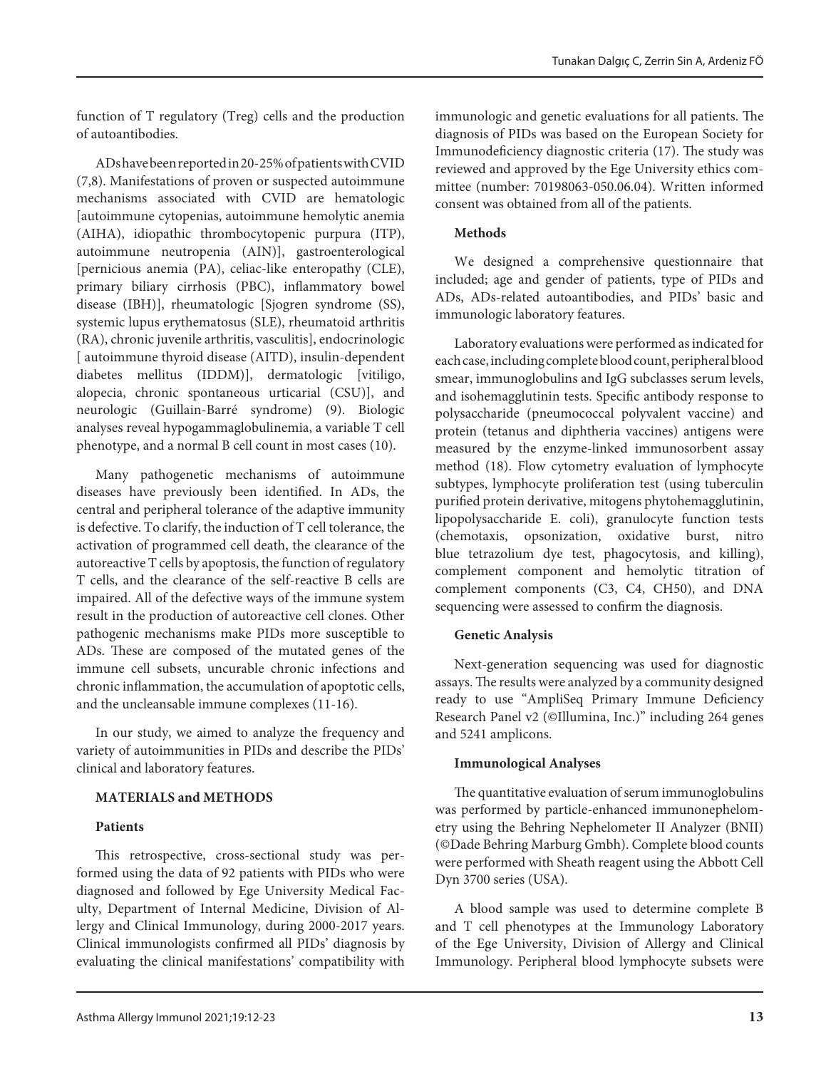function of T regulatory (Treg) cells and the production of autoantibodies.

ADs have been reported in 20-25% of patients with CVID (7,8). Manifestations of proven or suspected autoimmune mechanisms associated with CVID are hematologic [autoimmune cytopenias, autoimmune hemolytic anemia (AIHA), idiopathic thrombocytopenic purpura (ITP), autoimmune neutropenia (AIN)], gastroenterological [pernicious anemia (PA), celiac-like enteropathy (CLE), primary biliary cirrhosis (PBC), inflammatory bowel disease (IBH)], rheumatologic [Sjogren syndrome (SS), systemic lupus erythematosus (SLE), rheumatoid arthritis (RA), chronic juvenile arthritis, vasculitis], endocrinologic [ autoimmune thyroid disease (AITD), insulin-dependent diabetes mellitus (IDDM)], dermatologic [vitiligo, alopecia, chronic spontaneous urticarial (CSU)], and neurologic (Guillain-Barré syndrome) (9). Biologic analyses reveal hypogammaglobulinemia, a variable T cell phenotype, and a normal B cell count in most cases (10).

Many pathogenetic mechanisms of autoimmune diseases have previously been identified. In ADs, the central and peripheral tolerance of the adaptive immunity is defective. To clarify, the induction of T cell tolerance, the activation of programmed cell death, the clearance of the autoreactive T cells by apoptosis, the function of regulatory T cells, and the clearance of the self-reactive B cells are impaired. All of the defective ways of the immune system result in the production of autoreactive cell clones. Other pathogenic mechanisms make PIDs more susceptible to ADs. These are composed of the mutated genes of the immune cell subsets, uncurable chronic infections and chronic inflammation, the accumulation of apoptotic cells, and the uncleansable immune complexes (11-16).

In our study, we aimed to analyze the frequency and variety of autoimmunities in PIDs and describe the PIDs' clinical and laboratory features.

## MATERIALS and METHODS

### Patients

This retrospective, cross-sectional study was performed using the data of 92 patients with PIDs who were diagnosed and followed by Ege University Medical Faculty, Department of Internal Medicine, Division of Allergy and Clinical Immunology, during 2000-2017 years. Clinical immunologists confirmed all PIDs' diagnosis by evaluating the clinical manifestations' compatibility with immunologic and genetic evaluations for all patients. The diagnosis of PIDs was based on the European Society for Immunodeficiency diagnostic criteria (17). The study was reviewed and approved by the Ege University ethics committee (number: 70198063-050.06.04). Written informed consent was obtained from all of the patients.

### Methods

We designed a comprehensive questionnaire that included; age and gender of patients, type of PIDs and ADs, ADs-related autoantibodies, and PIDs' basic and immunologic laboratory features.

Laboratory evaluations were performed as indicated for each case, including complete blood count, peripheral blood smear, immunoglobulins and IgG subclasses serum levels, and isohemagglutinin tests. Specific antibody response to polysaccharide (pneumococcal polyvalent vaccine) and protein (tetanus and diphtheria vaccines) antigens were measured by the enzyme-linked immunosorbent assay method (18). Flow cytometry evaluation of lymphocyte subtypes, lymphocyte proliferation test (using tuberculin purified protein derivative, mitogens phytohemagglutinin, lipopolysaccharide E. coli), granulocyte function tests (chemotaxis, opsonization, oxidative burst, nitro blue tetrazolium dye test, phagocytosis, and killing), complement component and hemolytic titration of complement components (C3, C4, CH50), and DNA sequencing were assessed to confirm the diagnosis.

### Genetic Analysis

Next-generation sequencing was used for diagnostic assays. The results were analyzed by a community designed ready to use "AmpliSeq Primary Immune Deficiency Research Panel v2 (©Illumina, Inc.)" including 264 genes and 5241 amplicons.

### Immunological Analyses

The quantitative evaluation of serum immunoglobulins was performed by particle-enhanced immunonephelometry using the Behring Nephelometer II Analyzer (BNII) (©Dade Behring Marburg Gmbh). Complete blood counts were performed with Sheath reagent using the Abbott Cell Dyn 3700 series (USA).

A blood sample was used to determine complete B and T cell phenotypes at the Immunology Laboratory of the Ege University, Division of Allergy and Clinical Immunology. Peripheral blood lymphocyte subsets were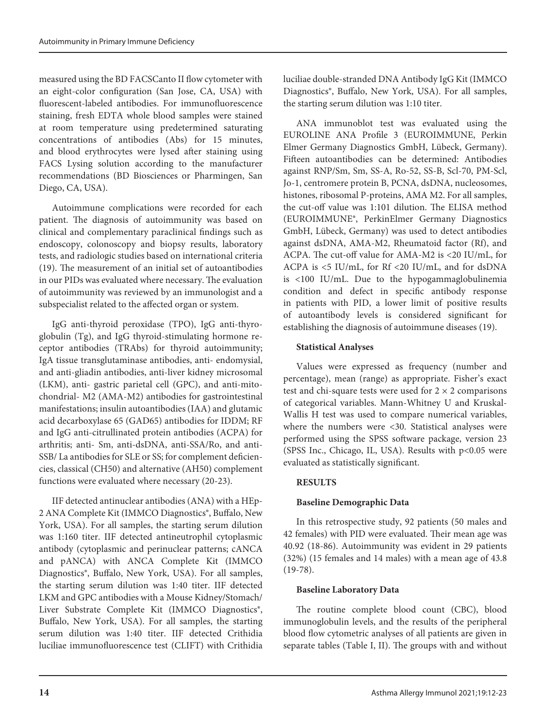measured using the BD FACSCanto II flow cytometer with an eight-color configuration (San Jose, CA, USA) with fluorescent-labeled antibodies. For immunofluorescence staining, fresh EDTA whole blood samples were stained at room temperature using predetermined saturating concentrations of antibodies (Abs) for 15 minutes, and blood erythrocytes were lysed after staining using FACS Lysing solution according to the manufacturer recommendations (BD Biosciences or Pharmingen, San Diego, CA, USA).

Autoimmune complications were recorded for each patient. The diagnosis of autoimmunity was based on clinical and complementary paraclinical findings such as endoscopy, colonoscopy and biopsy results, laboratory tests, and radiologic studies based on international criteria (19). The measurement of an initial set of autoantibodies in our PIDs was evaluated where necessary. The evaluation of autoimmunity was reviewed by an immunologist and a subspecialist related to the affected organ or system.

IgG anti-thyroid peroxidase (TPO), IgG anti-thyroglobulin (Tg), and IgG thyroid-stimulating hormone receptor antibodies (TRAbs) for thyroid autoimmunity; IgA tissue transglutaminase antibodies, anti- endomysial, and anti-gliadin antibodies, anti-liver kidney microsomal (LKM), anti- gastric parietal cell (GPC), and anti-mitochondrial- M2 (AMA-M2) antibodies for gastrointestinal manifestations; insulin autoantibodies (IAA) and glutamic acid decarboxylase 65 (GAD65) antibodies for IDDM; RF and IgG anti-citrullinated protein antibodies (ACPA) for arthritis; anti- Sm, anti-dsDNA, anti-SSA/Ro, and anti-SSB/ La antibodies for SLE or SS; for complement deficiencies, classical (CH50) and alternative (AH50) complement functions were evaluated where necessary (20-23).

IIF detected antinuclear antibodies (ANA) with a HEp-2 ANA Complete Kit (IMMCO Diagnostics®, Buffalo, New York, USA). For all samples, the starting serum dilution was 1:160 titer. IIF detected antineutrophil cytoplasmic antibody (cytoplasmic and perinuclear patterns; cANCA and pANCA) with ANCA Complete Kit (IMMCO Diagnostics®, Buffalo, New York, USA). For all samples, the starting serum dilution was 1:40 titer. IIF detected LKM and GPC antibodies with a Mouse Kidney/Stomach/Liver Substrate Complete Kit (IMMCO Diagnostics®, Buffalo, New York, USA). For all samples, the starting serum dilution was 1:40 titer. IIF detected Crithidia luciliae immunofluorescence test (CLIFT) with Crithidia luciliae double-stranded DNA Antibody IgG Kit (IMMCO Diagnostics®, Buffalo, New York, USA). For all samples, the starting serum dilution was 1:10 titer.

ANA immunoblot test was evaluated using the EUROLINE ANA Profile 3 (EUROIMMUNE, Perkin Elmer Germany Diagnostics GmbH, Lübeck, Germany). Fifteen autoantibodies can be determined: Antibodies against RNP/Sm, Sm, SS-A, Ro-52, SS-B, Scl-70, PM-Scl, Jo-1, centromere protein B, PCNA, dsDNA, nucleosomes, histones, ribosomal P-proteins, AMA M2. For all samples, the cut-off value was 1:101 dilution. The ELISA method (EUROIMMUNE®, PerkinElmer Germany Diagnostics GmbH, Lübeck, Germany) was used to detect antibodies against dsDNA, AMA-M2, Rheumatoid factor (Rf), and ACPA. The cut-off value for AMA-M2 is <20 IU/mL, for ACPA is <5 IU/mL, for Rf <20 IU/mL, and for dsDNA is <100 IU/mL. Due to the hypogammaglobulinemia condition and defect in specific antibody response in patients with PID, a lower limit of positive results of autoantibody levels is considered significant for establishing the diagnosis of autoimmune diseases (19).

### Statistical Analyses

Values were expressed as frequency (number and percentage), mean (range) as appropriate. Fisher's exact test and chi-square tests were used for $2 \times 2$ comparisons of categorical variables. Mann-Whitney U and Kruskal-Wallis H test was used to compare numerical variables, where the numbers were <30. Statistical analyses were performed using the SPSS software package, version 23 (SPSS Inc., Chicago, IL, USA). Results with $p<0.05$ were evaluated as statistically significant.

## RESULTS

### Baseline Demographic Data

In this retrospective study, 92 patients (50 males and 42 females) with PID were evaluated. Their mean age was 40.92 (18-86). Autoimmunity was evident in 29 patients (32%) (15 females and 14 males) with a mean age of 43.8 (19-78).

### Baseline Laboratory Data

The routine complete blood count (CBC), blood immunoglobulin levels, and the results of the peripheral blood flow cytometric analyses of all patients are given in separate tables (Table I, II). The groups with and without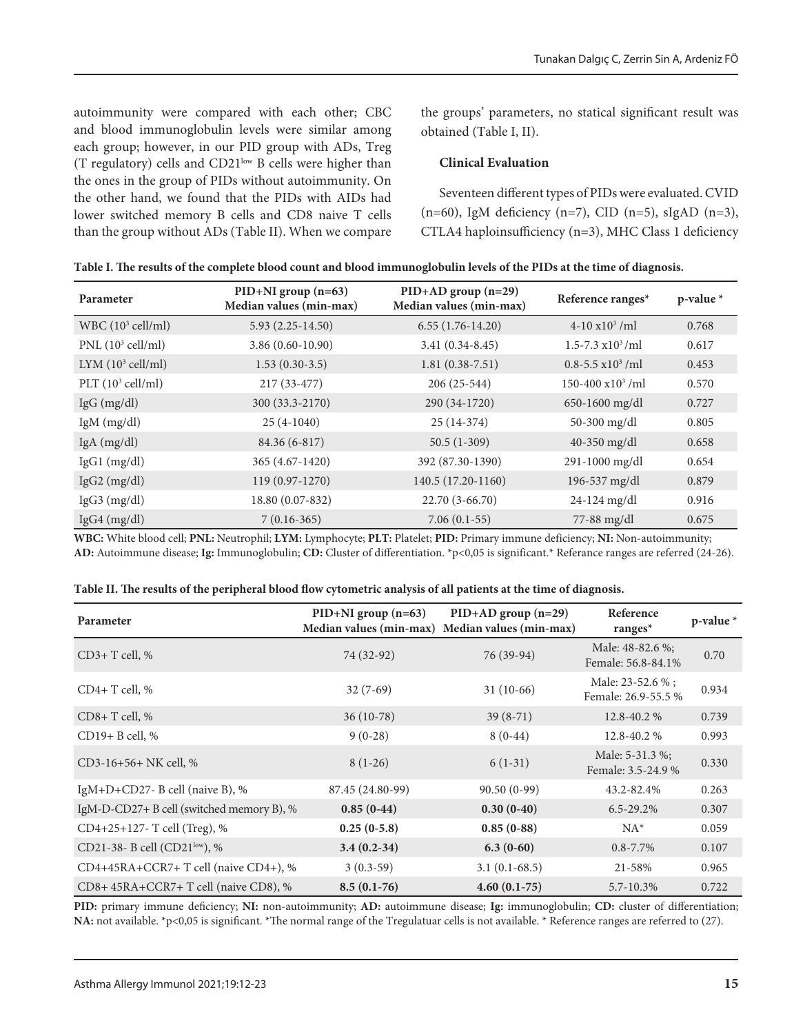autoimmunity were compared with each other; CBC and blood immunoglobulin levels were similar among each group; however, in our PID group with ADs, Treg (T regulatory) cells and CD21[low] B cells were higher than the ones in the group of PIDs without autoimmunity. On the other hand, we found that the PIDs with AIDs had lower switched memory B cells and CD8 naive T cells than the group without ADs (Table II). When we compare the groups' parameters, no statical significant result was obtained (Table I, II).

**Table I. The results of the complete blood count and blood immunoglobulin levels of the PIDs at the time of diagnosis.**

| Parameter | PID+NI group (n=63) Median values (min-max) | PID+AD group (n=29) Median values (min-max) | Reference ranges* | p-value * |
|---|---|---|---|---|
| WBC ($10^3$ cell/ml) | 5.93 (2.25-14.50) | 6.55 (1.76-14.20) | 4-10 x$10^3$ /ml | 0.768 |
| PNL ($10^3$ cell/ml) | 3.86 (0.60-10.90) | 3.41 (0.34-8.45) | 1.5-7.3 x$10^3$/ml | 0.617 |
| LYM ($10^3$ cell/ml) | 1.53 (0.30-3.5) | 1.81 (0.38-7.51) | 0.8-5.5 x$10^3$ /ml | 0.453 |
| PLT ($10^3$ cell/ml) | 217 (33-477) | 206 (25-544) | 150-400 x$10^3$ /ml | 0.570 |
| IgG (mg/dl) | 300 (33.3-2170) | 290 (34-1720) | 650-1600 mg/dl | 0.727 |
| IgM (mg/dl) | 25 (4-1040) | 25 (14-374) | 50-300 mg/dl | 0.805 |
| IgA (mg/dl) | 84.36 (6-817) | 50.5 (1-309) | 40-350 mg/dl | 0.658 |
| IgG1 (mg/dl) | 365 (4.67-1420) | 392 (87.30-1390) | 291-1000 mg/dl | 0.654 |
| IgG2 (mg/dl) | 119 (0.97-1270) | 140.5 (17.20-1160) | 196-537 mg/dl | 0.879 |
| IgG3 (mg/dl) | 18.80 (0.07-832) | 22.70 (3-66.70) | 24-124 mg/dl | 0.916 |
| IgG4 (mg/dl) | 7 (0.16-365) | 7.06 (0.1-55) | 77-88 mg/dl | 0.675 |

**WBC:** White blood cell; **PNL:** Neutrophil; **LYM:** Lymphocyte; **PLT:** Platelet; **PID:** Primary immune deficiency; **NI:** Non-autoimmunity; **AD:** Autoimmune disease; **Ig:** Immunoglobulin; **CD:** Cluster of differentiation. *p<0,05 is significant.* Referance ranges are referred (24-26).

**Table II. The results of the peripheral blood flow cytometric analysis of all patients at the time of diagnosis.**

| Parameter | PID+NI group (n=63) Median values (min-max) | PID+AD group (n=29) Median values (min-max) | Reference ranges* | p-value * |
|---|---|---|---|---|
| CD3+ T cell, % | 74 (32-92) | 76 (39-94) | Male: 48-82.6 %; Female: 56.8-84.1% | 0.70 |
| CD4+ T cell, % | 32 (7-69) | 31 (10-66) | Male: 23-52.6 % ; Female: 26.9-55.5 % | 0.934 |
| CD8+ T cell, % | 36 (10-78) | 39 (8-71) | 12.8-40.2 % | 0.739 |
| CD19+ B cell, % | 9 (0-28) | 8 (0-44) | 12.8-40.2 % | 0.993 |
| CD3-16+56+ NK cell, % | 8 (1-26) | 6 (1-31) | Male: 5-31.3 %; Female: 3.5-24.9 % | 0.330 |
| IgM+D+CD27- B cell (naive B), % | 87.45 (24.80-99) | 90.50 (0-99) | 43.2-82.4% | 0.263 |
| IgM-D-CD27+ B cell (switched memory B), % | **0.85 (0-44)** | **0.30 (0-40)** | 6.5-29.2% | 0.307 |
| CD4+25+127- T cell (Treg), % | **0.25 (0-5.8)** | **0.85 (0-88)** | NA* | 0.059 |
| CD21-38- B cell (CD21[low]), % | **3.4 (0.2-34)** | **6.3 (0-60)** | 0.8-7.7% | 0.107 |
| CD4+45RA+CCR7+ T cell (naive CD4+), % | 3 (0.3-59) | 3.1 (0.1-68.5) | 21-58% | 0.965 |
| CD8+ 45RA+CCR7+ T cell (naive CD8), % | **8.5 (0.1-76)** | **4.60 (0.1-75)** | 5.7-10.3% | 0.722 |

**PID:** primary immune deficiency; **NI:** non-autoimmunity; **AD:** autoimmune disease; **Ig:** immunoglobulin; **CD:** cluster of differentiation; **NA:** not available. *p<0,05 is significant. *The normal range of the Tregulatuar cells is not available. * Reference ranges are referred to (27).

### Clinical Evaluation

Seventeen different types of PIDs were evaluated. CVID (n=60), IgM deficiency (n=7), CID (n=5), sIgAD (n=3), CTLA4 haploinsufficiency (n=3), MHC Class 1 deficiency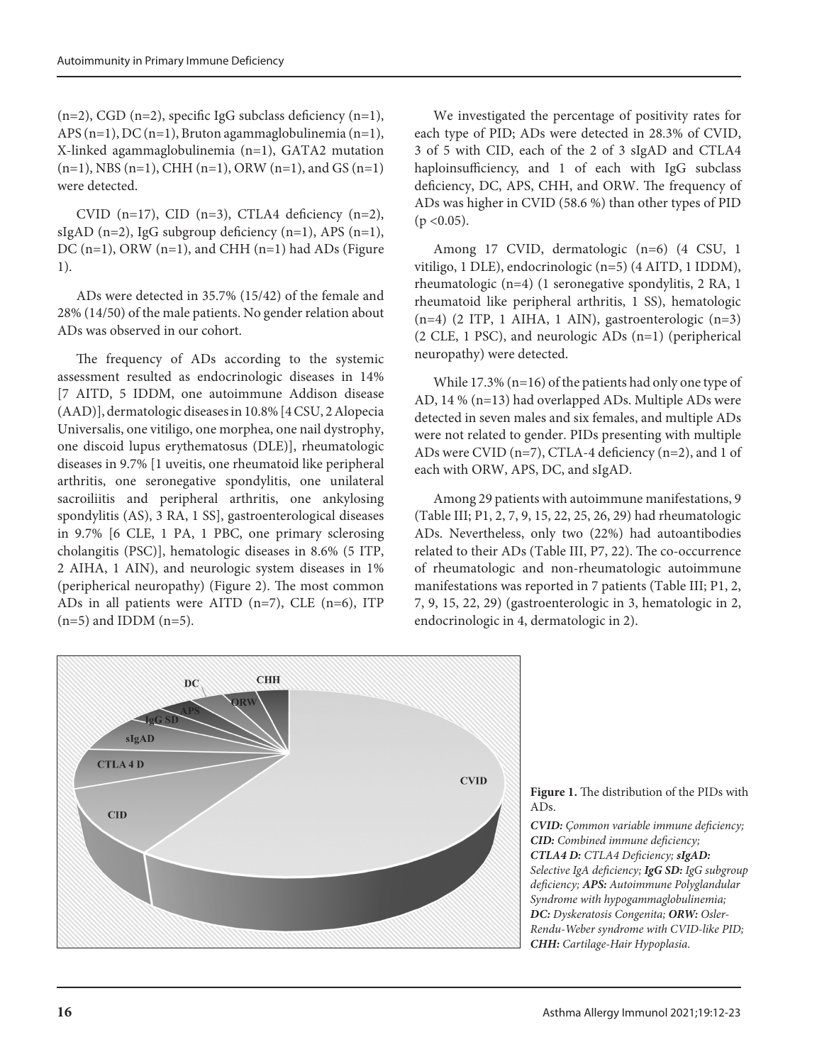(n=2), CGD (n=2), specific IgG subclass deficiency (n=1), APS (n=1), DC (n=1), Bruton agammaglobulinemia (n=1), X-linked agammaglobulinemia (n=1), GATA2 mutation (n=1), NBS (n=1), CHH (n=1), ORW (n=1), and GS (n=1) were detected.

CVID (n=17), CID (n=3), CTLA4 deficiency (n=2), sIgAD (n=2), IgG subgroup deficiency (n=1), APS (n=1), DC (n=1), ORW (n=1), and CHH (n=1) had ADs (Figure 1).

ADs were detected in 35.7% (15/42) of the female and 28% (14/50) of the male patients. No gender relation about ADs was observed in our cohort.

The frequency of ADs according to the systemic assessment resulted as endocrinologic diseases in 14% [7 AITD, 5 IDDM, one autoimmune Addison disease (AAD)], dermatologic diseases in 10.8% [4 CSU, 2 Alopecia Universalis, one vitiligo, one morphea, one nail dystrophy, one discoid lupus erythematosus (DLE)], rheumatologic diseases in 9.7% [1 uveitis, one rheumatoid like peripheral arthritis, one seronegative spondylitis, one unilateral sacroiliitis and peripheral arthritis, one ankylosing spondylitis (AS), 3 RA, 1 SS], gastroenterological diseases in 9.7% [6 CLE, 1 PA, 1 PBC, one primary sclerosing cholangitis (PSC)], hematologic diseases in 8.6% (5 ITP, 2 AIHA, 1 AIN), and neurologic system diseases in 1% (peripherical neuropathy) (Figure 2). The most common ADs in all patients were AITD (n=7), CLE (n=6), ITP (n=5) and IDDM (n=5).

We investigated the percentage of positivity rates for each type of PID; ADs were detected in 28.3% of CVID, 3 of 5 with CID, each of the 2 of 3 sIgAD and CTLA4 haploinsufficiency, and 1 of each with IgG subclass deficiency, DC, APS, CHH, and ORW. The frequency of ADs was higher in CVID (58.6 %) than other types of PID ($p < 0.05$).

Among 17 CVID, dermatologic (n=6) (4 CSU, 1 vitiligo, 1 DLE), endocrinologic (n=5) (4 AITD, 1 IDDM), rheumatologic (n=4) (1 seronegative spondylitis, 2 RA, 1 rheumatoid like peripheral arthritis, 1 SS), hematologic (n=4) (2 ITP, 1 AIHA, 1 AIN), gastroenterologic (n=3) (2 CLE, 1 PSC), and neurologic ADs (n=1) (peripherical neuropathy) were detected.

While 17.3% (n=16) of the patients had only one type of AD, 14 % (n=13) had overlapped ADs. Multiple ADs were detected in seven males and six females, and multiple ADs were not related to gender. PIDs presenting with multiple ADs were CVID (n=7), CTLA-4 deficiency (n=2), and 1 of each with ORW, APS, DC, and sIgAD.

Among 29 patients with autoimmune manifestations, 9 (Table III; P1, 2, 7, 9, 15, 22, 25, 26, 29) had rheumatologic ADs. Nevertheless, only two (22%) had autoantibodies related to their ADs (Table III, P7, 22). The co-occurrence of rheumatologic and non-rheumatologic autoimmune manifestations was reported in 7 patients (Table III; P1, 2, 7, 9, 15, 22, 29) (gastroenterologic in 3, hematologic in 2, endocrinologic in 4, dermatologic in 2).

DC
CHH
ORW
APS
IgG SD
sIgAD
CTLA 4 D
CID
CVID

**Figure 1.** The distribution of the PIDs with ADs.

***CVID:*** *Çommon variable immune deficiency;* ***CID:*** *Combined immune deficiency;* ***CTLA4 D:*** *CTLA4 Deficiency;* ***sIgAD:*** *Selective IgA deficiency;* ***IgG SD:*** *IgG subgroup deficiency;* ***APS:*** *Autoimmune Polyglandular Syndrome with hypogammaglobulinemia;* ***DC:*** *Dyskeratosis Congenita;* ***ORW:*** *Osler-Rendu-Weber syndrome with CVID-like PID;* ***CHH:*** *Cartilage-Hair Hypoplasia.*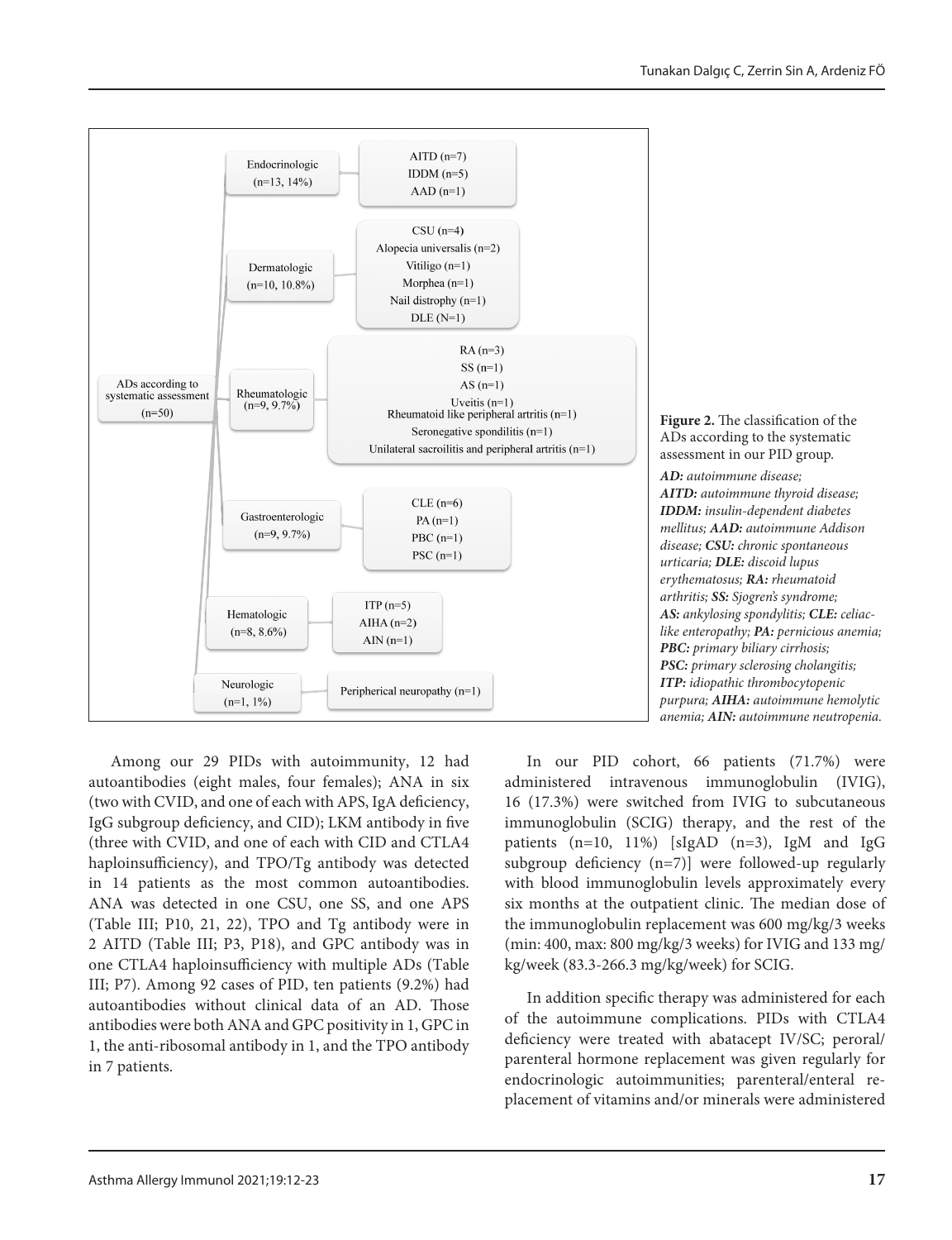ADs according to systematic assessment (n=50)

Endocrinologic (n=13, 14%)

AITD (n=7)
IDDM (n=5)
AAD (n=1)

Dermatologic (n=10, 10.8%)

CSU (n=4)
Alopecia universalis (n=2)
Vitiligo (n=1)
Morphea (n=1)
Nail distrophy (n=1)
DLE (N=1)

Rheumatologic (n=9, 9.7%)

RA (n=3)
SS (n=1)
AS (n=1)
Uveitis (n=1)
Rheumatoid like peripheral artritis (n=1)
Seronegative spondilitis (n=1)
Unilateral sacroilitis and peripheral artritis (n=1)

Gastroenterologic (n=9, 9.7%)

CLE (n=6)
PA (n=1)
PBC (n=1)
PSC (n=1)

Hematologic (n=8, 8.6%)

ITP (n=5)
AIHA (n=2)
AIN (n=1)

Neurologic (n=1, 1%)

Peripherical neuropathy (n=1)

**Figure 2.** The classification of the ADs according to the systematic assessment in our PID group.

***AD:*** *autoimmune disease;* ***AITD:*** *autoimmune thyroid disease;* ***IDDM:*** *insulin-dependent diabetes mellitus;* ***AAD:*** *autoimmune Addison disease;* ***CSU:*** *chronic spontaneous urticaria;* ***DLE:*** *discoid lupus erythematosus;* ***RA:*** *rheumatoid arthritis;* ***SS:*** *Sjogren's syndrome;* ***AS:*** *ankylosing spondylitis;* ***CLE:*** *celiac-like enteropathy;* ***PA:*** *pernicious anemia;* ***PBC:*** *primary biliary cirrhosis;* ***PSC:*** *primary sclerosing cholangitis;* ***ITP:*** *idiopathic thrombocytopenic purpura;* ***AIHA:*** *autoimmune hemolytic anemia;* ***AIN:*** *autoimmune neutropenia.*

Among our 29 PIDs with autoimmunity, 12 had autoantibodies (eight males, four females); ANA in six (two with CVID, and one of each with APS, IgA deficiency, IgG subgroup deficiency, and CID); LKM antibody in five (three with CVID, and one of each with CID and CTLA4 haploinsufficiency), and TPO/Tg antibody was detected in 14 patients as the most common autoantibodies. ANA was detected in one CSU, one SS, and one APS (Table III; P10, 21, 22), TPO and Tg antibody were in 2 AITD (Table III; P3, P18), and GPC antibody was in one CTLA4 haploinsufficiency with multiple ADs (Table III; P7). Among 92 cases of PID, ten patients (9.2%) had autoantibodies without clinical data of an AD. Those antibodies were both ANA and GPC positivity in 1, GPC in 1, the anti-ribosomal antibody in 1, and the TPO antibody in 7 patients.

In our PID cohort, 66 patients (71.7%) were administered intravenous immunoglobulin (IVIG), 16 (17.3%) were switched from IVIG to subcutaneous immunoglobulin (SCIG) therapy, and the rest of the patients (n=10, 11%) [sIgAD (n=3), IgM and IgG subgroup deficiency (n=7)] were followed-up regularly with blood immunoglobulin levels approximately every six months at the outpatient clinic. The median dose of the immunoglobulin replacement was 600 mg/kg/3 weeks (min: 400, max: 800 mg/kg/3 weeks) for IVIG and 133 mg/kg/week (83.3-266.3 mg/kg/week) for SCIG.

In addition specific therapy was administered for each of the autoimmune complications. PIDs with CTLA4 deficiency were treated with abatacept IV/SC; peroral/parenteral hormone replacement was given regularly for endocrinologic autoimmunities; parenteral/enteral replacement of vitamins and/or minerals were administered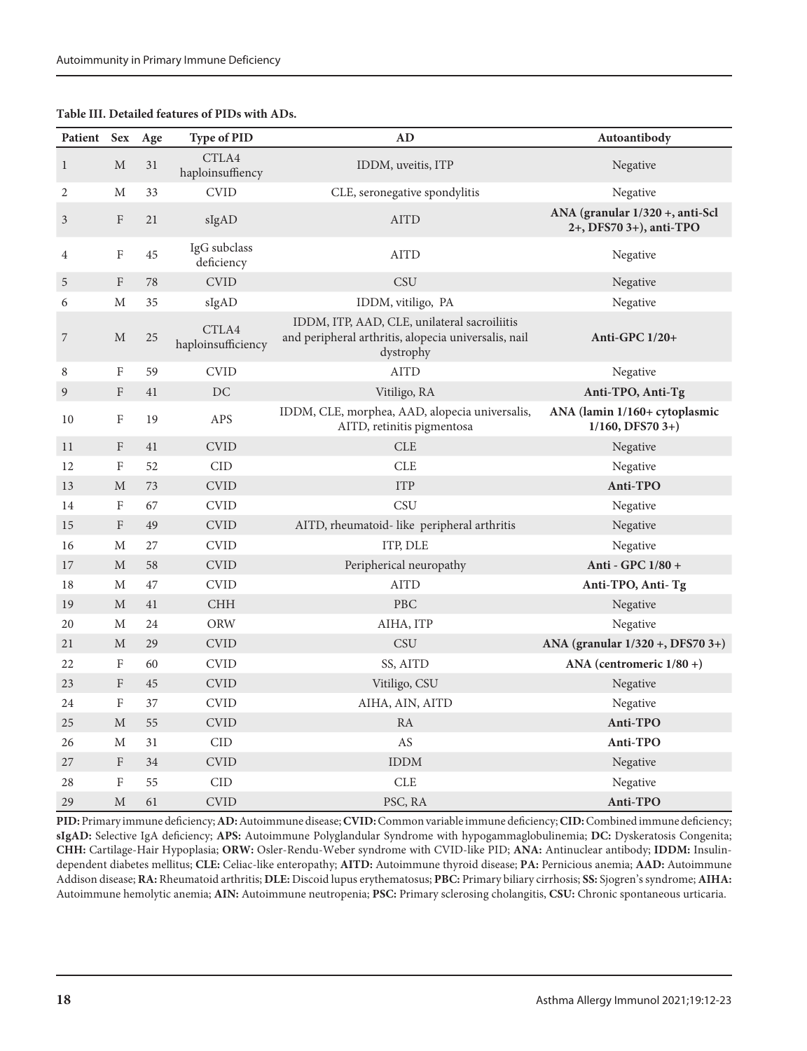**Table III. Detailed features of PIDs with ADs.**

| Patient | Sex | Age | Type of PID | AD | Autoantibody |
|---|---|---|---|---|---|
| 1 | M | 31 | CTLA4 haploinsuffiency | IDDM, uveitis, ITP | Negative |
| 2 | M | 33 | CVID | CLE, seronegative spondylitis | Negative |
| 3 | F | 21 | sIgAD | AITD | **ANA (granular 1/320 +, anti-Scl 2+, DFS70 3+), anti-TPO** |
| 4 | F | 45 | IgG subclass deficiency | AITD | Negative |
| 5 | F | 78 | CVID | CSU | Negative |
| 6 | M | 35 | sIgAD | IDDM, vitiligo, PA | Negative |
| 7 | M | 25 | CTLA4 haploinsufficiency | IDDM, ITP, AAD, CLE, unilateral sacroiliitis and peripheral arthritis, alopecia universalis, nail dystrophy | **Anti-GPC 1/20+** |
| 8 | F | 59 | CVID | AITD | Negative |
| 9 | F | 41 | DC | Vitiligo, RA | **Anti-TPO, Anti-Tg** |
| 10 | F | 19 | APS | IDDM, CLE, morphea, AAD, alopecia universalis, AITD, retinitis pigmentosa | **ANA (lamin 1/160+ cytoplasmic 1/160, DFS70 3+)** |
| 11 | F | 41 | CVID | CLE | Negative |
| 12 | F | 52 | CID | CLE | Negative |
| 13 | M | 73 | CVID | ITP | **Anti-TPO** |
| 14 | F | 67 | CVID | CSU | Negative |
| 15 | F | 49 | CVID | AITD, rheumatoid- like peripheral arthritis | Negative |
| 16 | M | 27 | CVID | ITP, DLE | Negative |
| 17 | M | 58 | CVID | Peripherical neuropathy | **Anti - GPC 1/80 +** |
| 18 | M | 47 | CVID | AITD | **Anti-TPO, Anti- Tg** |
| 19 | M | 41 | CHH | PBC | Negative |
| 20 | M | 24 | ORW | AIHA, ITP | Negative |
| 21 | M | 29 | CVID | CSU | **ANA (granular 1/320 +, DFS70 3+)** |
| 22 | F | 60 | CVID | SS, AITD | **ANA (centromeric 1/80 +)** |
| 23 | F | 45 | CVID | Vitiligo, CSU | Negative |
| 24 | F | 37 | CVID | AIHA, AIN, AITD | Negative |
| 25 | M | 55 | CVID | RA | **Anti-TPO** |
| 26 | M | 31 | CID | AS | **Anti-TPO** |
| 27 | F | 34 | CVID | IDDM | Negative |
| 28 | F | 55 | CID | CLE | Negative |
| 29 | M | 61 | CVID | PSC, RA | **Anti-TPO** |

**PID:** Primary immune deficiency; **AD:** Autoimmune disease; **CVID:** Common variable immune deficiency; **CID:** Combined immune deficiency; **sIgAD:** Selective IgA deficiency; **APS:** Autoimmune Polyglandular Syndrome with hypogammaglobulinemia; **DC:** Dyskeratosis Congenita; **CHH:** Cartilage-Hair Hypoplasia; **ORW:** Osler-Rendu-Weber syndrome with CVID-like PID; **ANA:** Antinuclear antibody; **IDDM:** Insulin-dependent diabetes mellitus; **CLE:** Celiac-like enteropathy; **AITD:** Autoimmune thyroid disease; **PA:** Pernicious anemia; **AAD:** Autoimmune Addison disease; **RA:** Rheumatoid arthritis; **DLE:** Discoid lupus erythematosus; **PBC:** Primary biliary cirrhosis; **SS:** Sjogren's syndrome; **AIHA:** Autoimmune hemolytic anemia; **AIN:** Autoimmune neutropenia; **PSC:** Primary sclerosing cholangitis, **CSU:** Chronic spontaneous urticaria.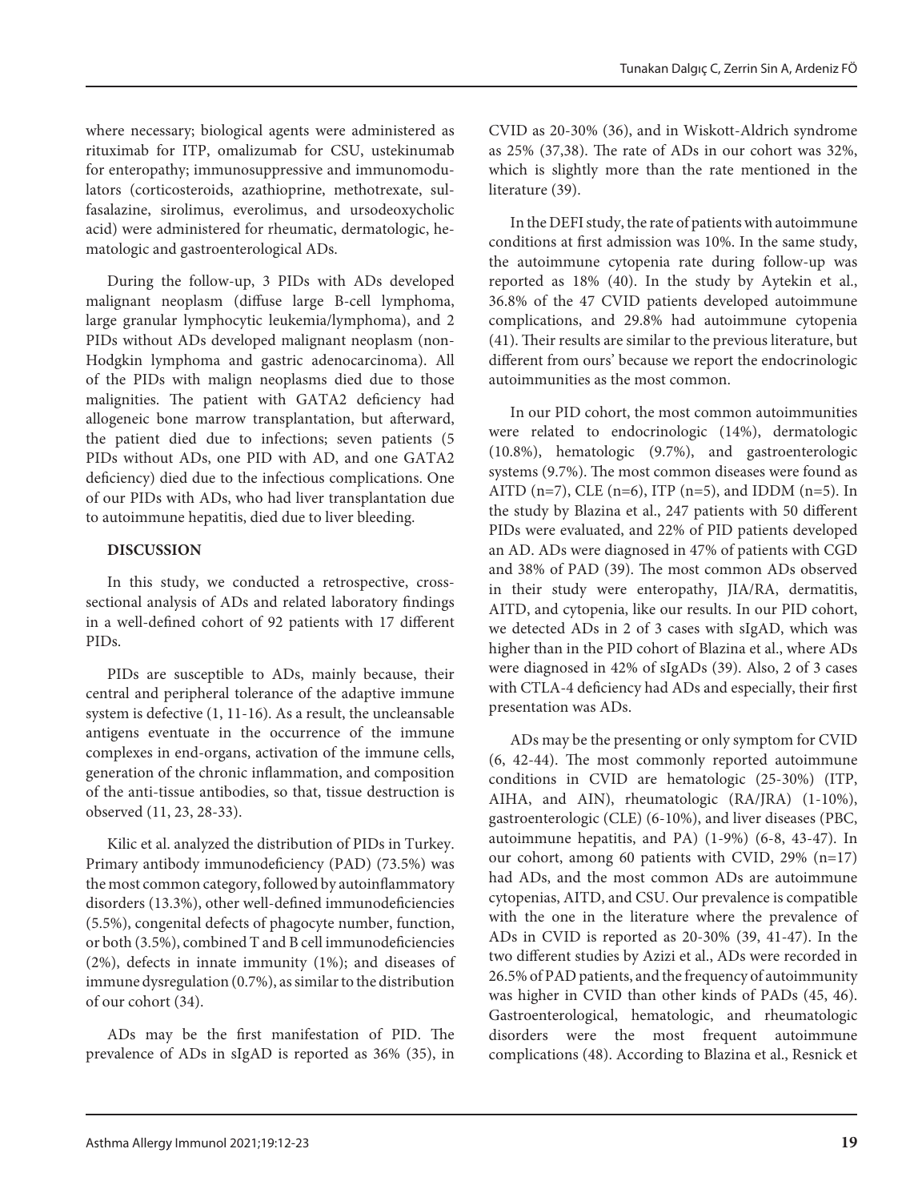where necessary; biological agents were administered as rituximab for ITP, omalizumab for CSU, ustekinumab for enteropathy; immunosuppressive and immunomodulators (corticosteroids, azathioprine, methotrexate, sulfasalazine, sirolimus, everolimus, and ursodeoxycholic acid) were administered for rheumatic, dermatologic, hematologic and gastroenterological ADs.

During the follow-up, 3 PIDs with ADs developed malignant neoplasm (diffuse large B-cell lymphoma, large granular lymphocytic leukemia/lymphoma), and 2 PIDs without ADs developed malignant neoplasm (non-Hodgkin lymphoma and gastric adenocarcinoma). All of the PIDs with malign neoplasms died due to those malignities. The patient with GATA2 deficiency had allogeneic bone marrow transplantation, but afterward, the patient died due to infections; seven patients (5 PIDs without ADs, one PID with AD, and one GATA2 deficiency) died due to the infectious complications. One of our PIDs with ADs, who had liver transplantation due to autoimmune hepatitis, died due to liver bleeding.

## DISCUSSION

In this study, we conducted a retrospective, cross-sectional analysis of ADs and related laboratory findings in a well-defined cohort of 92 patients with 17 different PIDs.

PIDs are susceptible to ADs, mainly because, their central and peripheral tolerance of the adaptive immune system is defective (1, 11-16). As a result, the uncleansable antigens eventuate in the occurrence of the immune complexes in end-organs, activation of the immune cells, generation of the chronic inflammation, and composition of the anti-tissue antibodies, so that, tissue destruction is observed (11, 23, 28-33).

Kilic et al. analyzed the distribution of PIDs in Turkey. Primary antibody immunodeficiency (PAD) (73.5%) was the most common category, followed by autoinflammatory disorders (13.3%), other well-defined immunodeficiencies (5.5%), congenital defects of phagocyte number, function, or both (3.5%), combined T and B cell immunodeficiencies (2%), defects in innate immunity (1%); and diseases of immune dysregulation (0.7%), as similar to the distribution of our cohort (34).

ADs may be the first manifestation of PID. The prevalence of ADs in sIgAD is reported as 36% (35), in CVID as 20-30% (36), and in Wiskott-Aldrich syndrome as 25% (37,38). The rate of ADs in our cohort was 32%, which is slightly more than the rate mentioned in the literature (39).

In the DEFI study, the rate of patients with autoimmune conditions at first admission was 10%. In the same study, the autoimmune cytopenia rate during follow-up was reported as 18% (40). In the study by Aytekin et al., 36.8% of the 47 CVID patients developed autoimmune complications, and 29.8% had autoimmune cytopenia (41). Their results are similar to the previous literature, but different from ours' because we report the endocrinologic autoimmunities as the most common.

In our PID cohort, the most common autoimmunities were related to endocrinologic (14%), dermatologic (10.8%), hematologic (9.7%), and gastroenterologic systems (9.7%). The most common diseases were found as AITD (n=7), CLE (n=6), ITP (n=5), and IDDM (n=5). In the study by Blazina et al., 247 patients with 50 different PIDs were evaluated, and 22% of PID patients developed an AD. ADs were diagnosed in 47% of patients with CGD and 38% of PAD (39). The most common ADs observed in their study were enteropathy, JIA/RA, dermatitis, AITD, and cytopenia, like our results. In our PID cohort, we detected ADs in 2 of 3 cases with sIgAD, which was higher than in the PID cohort of Blazina et al., where ADs were diagnosed in 42% of sIgADs (39). Also, 2 of 3 cases with CTLA-4 deficiency had ADs and especially, their first presentation was ADs.

ADs may be the presenting or only symptom for CVID (6, 42-44). The most commonly reported autoimmune conditions in CVID are hematologic (25-30%) (ITP, AIHA, and AIN), rheumatologic (RA/JRA) (1-10%), gastroenterologic (CLE) (6-10%), and liver diseases (PBC, autoimmune hepatitis, and PA) (1-9%) (6-8, 43-47). In our cohort, among 60 patients with CVID, 29% (n=17) had ADs, and the most common ADs are autoimmune cytopenias, AITD, and CSU. Our prevalence is compatible with the one in the literature where the prevalence of ADs in CVID is reported as 20-30% (39, 41-47). In the two different studies by Azizi et al., ADs were recorded in 26.5% of PAD patients, and the frequency of autoimmunity was higher in CVID than other kinds of PADs (45, 46). Gastroenterological, hematologic, and rheumatologic disorders were the most frequent autoimmune complications (48). According to Blazina et al., Resnick et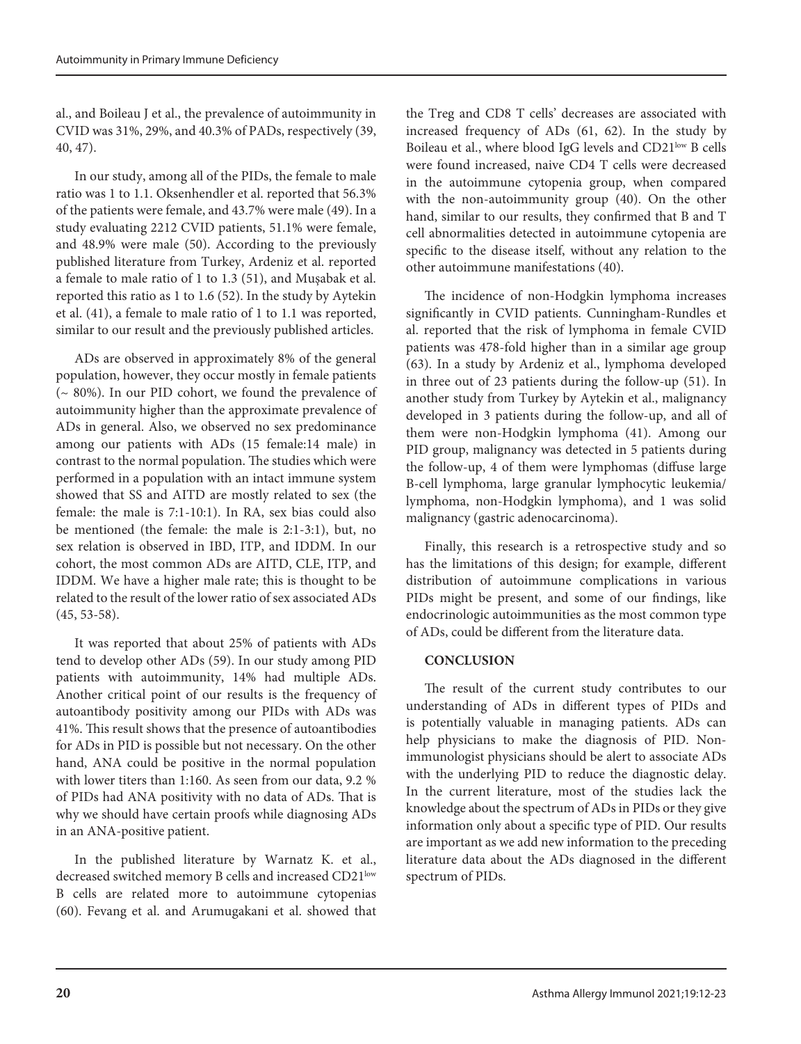al., and Boileau J et al., the prevalence of autoimmunity in CVID was 31%, 29%, and 40.3% of PADs, respectively (39, 40, 47).

In our study, among all of the PIDs, the female to male ratio was 1 to 1.1. Oksenhendler et al. reported that 56.3% of the patients were female, and 43.7% were male (49). In a study evaluating 2212 CVID patients, 51.1% were female, and 48.9% were male (50). According to the previously published literature from Turkey, Ardeniz et al. reported a female to male ratio of 1 to 1.3 (51), and Muşabak et al. reported this ratio as 1 to 1.6 (52). In the study by Aytekin et al. (41), a female to male ratio of 1 to 1.1 was reported, similar to our result and the previously published articles.

ADs are observed in approximately 8% of the general population, however, they occur mostly in female patients (~ 80%). In our PID cohort, we found the prevalence of autoimmunity higher than the approximate prevalence of ADs in general. Also, we observed no sex predominance among our patients with ADs (15 female:14 male) in contrast to the normal population. The studies which were performed in a population with an intact immune system showed that SS and AITD are mostly related to sex (the female: the male is 7:1-10:1). In RA, sex bias could also be mentioned (the female: the male is 2:1-3:1), but, no sex relation is observed in IBD, ITP, and IDDM. In our cohort, the most common ADs are AITD, CLE, ITP, and IDDM. We have a higher male rate; this is thought to be related to the result of the lower ratio of sex associated ADs (45, 53-58).

It was reported that about 25% of patients with ADs tend to develop other ADs (59). In our study among PID patients with autoimmunity, 14% had multiple ADs. Another critical point of our results is the frequency of autoantibody positivity among our PIDs with ADs was 41%. This result shows that the presence of autoantibodies for ADs in PID is possible but not necessary. On the other hand, ANA could be positive in the normal population with lower titers than 1:160. As seen from our data, 9.2 % of PIDs had ANA positivity with no data of ADs. That is why we should have certain proofs while diagnosing ADs in an ANA-positive patient.

In the published literature by Warnatz K. et al., decreased switched memory B cells and increased CD21$^{low}$ B cells are related more to autoimmune cytopenias (60). Fevang et al. and Arumugakani et al. showed that the Treg and CD8 T cells' decreases are associated with increased frequency of ADs (61, 62). In the study by Boileau et al., where blood IgG levels and CD21$^{low}$ B cells were found increased, naive CD4 T cells were decreased in the autoimmune cytopenia group, when compared with the non-autoimmunity group (40). On the other hand, similar to our results, they confirmed that B and T cell abnormalities detected in autoimmune cytopenia are specific to the disease itself, without any relation to the other autoimmune manifestations (40).

The incidence of non-Hodgkin lymphoma increases significantly in CVID patients. Cunningham-Rundles et al. reported that the risk of lymphoma in female CVID patients was 478-fold higher than in a similar age group (63). In a study by Ardeniz et al., lymphoma developed in three out of 23 patients during the follow-up (51). In another study from Turkey by Aytekin et al., malignancy developed in 3 patients during the follow-up, and all of them were non-Hodgkin lymphoma (41). Among our PID group, malignancy was detected in 5 patients during the follow-up, 4 of them were lymphomas (diffuse large B-cell lymphoma, large granular lymphocytic leukemia/ lymphoma, non-Hodgkin lymphoma), and 1 was solid malignancy (gastric adenocarcinoma).

Finally, this research is a retrospective study and so has the limitations of this design; for example, different distribution of autoimmune complications in various PIDs might be present, and some of our findings, like endocrinologic autoimmunities as the most common type of ADs, could be different from the literature data.

## CONCLUSION

The result of the current study contributes to our understanding of ADs in different types of PIDs and is potentially valuable in managing patients. ADs can help physicians to make the diagnosis of PID. Non-immunologist physicians should be alert to associate ADs with the underlying PID to reduce the diagnostic delay. In the current literature, most of the studies lack the knowledge about the spectrum of ADs in PIDs or they give information only about a specific type of PID. Our results are important as we add new information to the preceding literature data about the ADs diagnosed in the different spectrum of PIDs.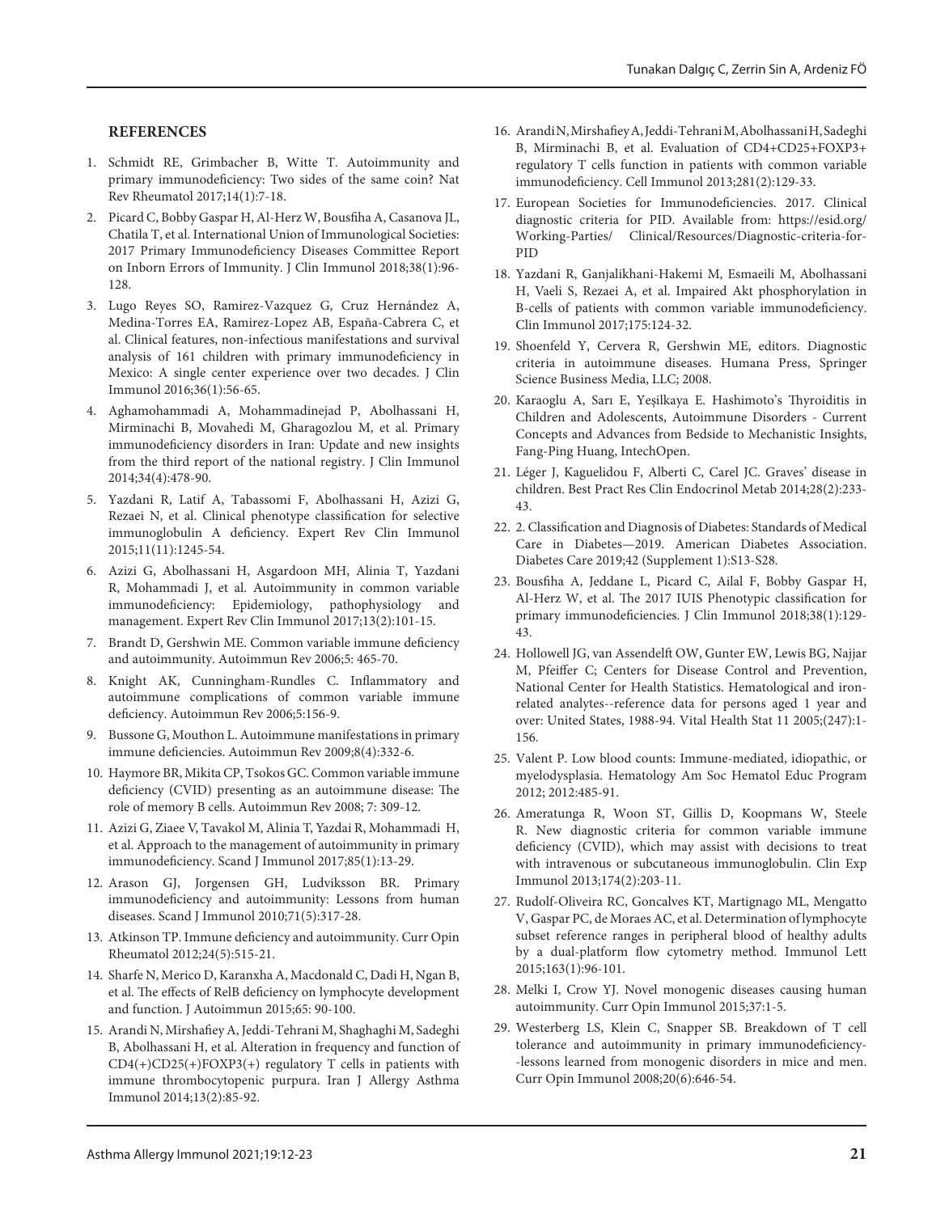## REFERENCES

1. Schmidt RE, Grimbacher B, Witte T. Autoimmunity and primary immunodeficiency: Two sides of the same coin? Nat Rev Rheumatol 2017;14(1):7-18.
2. Picard C, Bobby Gaspar H, Al-Herz W, Bousfiha A, Casanova JL, Chatila T, et al. International Union of Immunological Societies: 2017 Primary Immunodeficiency Diseases Committee Report on Inborn Errors of Immunity. J Clin Immunol 2018;38(1):96-128.
3. Lugo Reyes SO, Ramirez-Vazquez G, Cruz Hernández A, Medina-Torres EA, Ramirez-Lopez AB, España-Cabrera C, et al. Clinical features, non-infectious manifestations and survival analysis of 161 children with primary immunodeficiency in Mexico: A single center experience over two decades. J Clin Immunol 2016;36(1):56-65.
4. Aghamohammadi A, Mohammadinejad P, Abolhassani H, Mirminachi B, Movahedi M, Gharagozlou M, et al. Primary immunodeficiency disorders in Iran: Update and new insights from the third report of the national registry. J Clin Immunol 2014;34(4):478-90.
5. Yazdani R, Latif A, Tabassomi F, Abolhassani H, Azizi G, Rezaei N, et al. Clinical phenotype classification for selective immunoglobulin A deficiency. Expert Rev Clin Immunol 2015;11(11):1245-54.
6. Azizi G, Abolhassani H, Asgardoon MH, Alinia T, Yazdani R, Mohammadi J, et al. Autoimmunity in common variable immunodeficiency: Epidemiology, pathophysiology and management. Expert Rev Clin Immunol 2017;13(2):101-15.
7. Brandt D, Gershwin ME. Common variable immune deficiency and autoimmunity. Autoimmun Rev 2006;5: 465-70.
8. Knight AK, Cunningham-Rundles C. Inflammatory and autoimmune complications of common variable immune deficiency. Autoimmun Rev 2006;5:156-9.
9. Bussone G, Mouthon L. Autoimmune manifestations in primary immune deficiencies. Autoimmun Rev 2009;8(4):332-6.
10. Haymore BR, Mikita CP, Tsokos GC. Common variable immune deficiency (CVID) presenting as an autoimmune disease: The role of memory B cells. Autoimmun Rev 2008; 7: 309-12.
11. Azizi G, Ziaee V, Tavakol M, Alinia T, Yazdai R, Mohammadi H, et al. Approach to the management of autoimmunity in primary immunodeficiency. Scand J Immunol 2017;85(1):13-29.
12. Arason GJ, Jorgensen GH, Ludviksson BR. Primary immunodeficiency and autoimmunity: Lessons from human diseases. Scand J Immunol 2010;71(5):317-28.
13. Atkinson TP. Immune deficiency and autoimmunity. Curr Opin Rheumatol 2012;24(5):515-21.
14. Sharfe N, Merico D, Karanxha A, Macdonald C, Dadi H, Ngan B, et al. The effects of RelB deficiency on lymphocyte development and function. J Autoimmun 2015;65: 90-100.
15. Arandi N, Mirshafiey A, Jeddi-Tehrani M, Shaghaghi M, Sadeghi B, Abolhassani H, et al. Alteration in frequency and function of CD4(+)CD25(+)FOXP3(+) regulatory T cells in patients with immune thrombocytopenic purpura. Iran J Allergy Asthma Immunol 2014;13(2):85-92.
16. Arandi N, Mirshafiey A, Jeddi-Tehrani M, Abolhassani H, Sadeghi B, Mirminachi B, et al. Evaluation of CD4+CD25+FOXP3+ regulatory T cells function in patients with common variable immunodeficiency. Cell Immunol 2013;281(2):129-33.
17. European Societies for Immunodeficiencies. 2017. Clinical diagnostic criteria for PID. Available from: https://esid.org/Working-Parties/ Clinical/Resources/Diagnostic-criteria-for-PID
18. Yazdani R, Ganjalikhani-Hakemi M, Esmaeili M, Abolhassani H, Vaeli S, Rezaei A, et al. Impaired Akt phosphorylation in B-cells of patients with common variable immunodeficiency. Clin Immunol 2017;175:124-32.
19. Shoenfeld Y, Cervera R, Gershwin ME, editors. Diagnostic criteria in autoimmune diseases. Humana Press, Springer Science Business Media, LLC; 2008.
20. Karaoglu A, Sarı E, Yeşilkaya E. Hashimoto's Thyroiditis in Children and Adolescents, Autoimmune Disorders - Current Concepts and Advances from Bedside to Mechanistic Insights, Fang-Ping Huang, IntechOpen.
21. Léger J, Kaguelidou F, Alberti C, Carel JC. Graves' disease in children. Best Pract Res Clin Endocrinol Metab 2014;28(2):233-43.
22. 2. Classification and Diagnosis of Diabetes: Standards of Medical Care in Diabetes—2019. American Diabetes Association. Diabetes Care 2019;42 (Supplement 1):S13-S28.
23. Bousfiha A, Jeddane L, Picard C, Ailal F, Bobby Gaspar H, Al-Herz W, et al. The 2017 IUIS Phenotypic classification for primary immunodeficiencies. J Clin Immunol 2018;38(1):129-43.
24. Hollowell JG, van Assendelft OW, Gunter EW, Lewis BG, Najjar M, Pfeiffer C; Centers for Disease Control and Prevention, National Center for Health Statistics. Hematological and iron-related analytes--reference data for persons aged 1 year and over: United States, 1988-94. Vital Health Stat 11 2005;(247):1-156.
25. Valent P. Low blood counts: Immune-mediated, idiopathic, or myelodysplasia. Hematology Am Soc Hematol Educ Program 2012; 2012:485-91.
26. Ameratunga R, Woon ST, Gillis D, Koopmans W, Steele R. New diagnostic criteria for common variable immune deficiency (CVID), which may assist with decisions to treat with intravenous or subcutaneous immunoglobulin. Clin Exp Immunol 2013;174(2):203-11.
27. Rudolf-Oliveira RC, Goncalves KT, Martignago ML, Mengatto V, Gaspar PC, de Moraes AC, et al. Determination of lymphocyte subset reference ranges in peripheral blood of healthy adults by a dual-platform flow cytometry method. Immunol Lett 2015;163(1):96-101.
28. Melki I, Crow YJ. Novel monogenic diseases causing human autoimmunity. Curr Opin Immunol 2015;37:1-5.
29. Westerberg LS, Klein C, Snapper SB. Breakdown of T cell tolerance and autoimmunity in primary immunodeficiency--lessons learned from monogenic disorders in mice and men. Curr Opin Immunol 2008;20(6):646-54.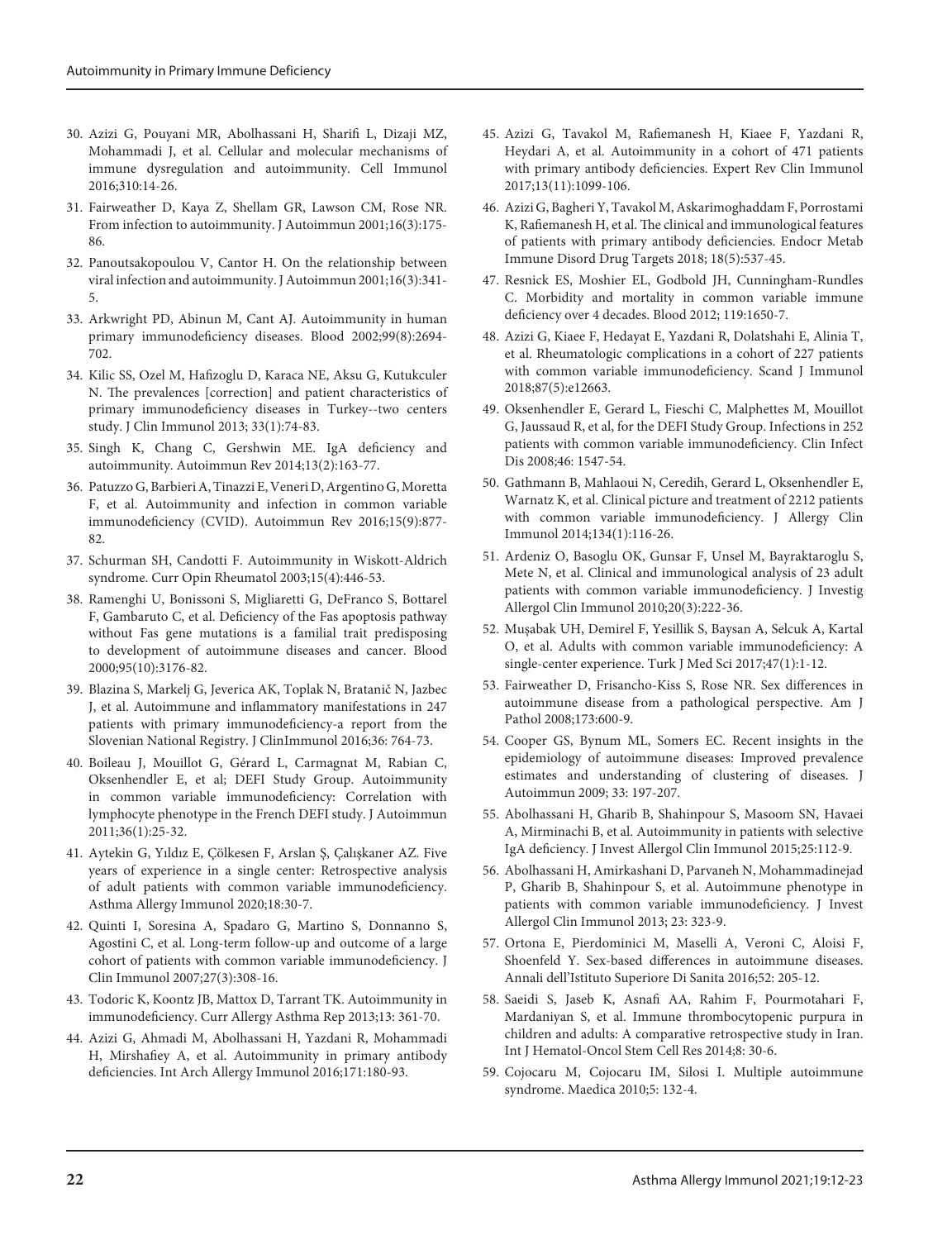30. Azizi G, Pouyani MR, Abolhassani H, Sharifi L, Dizaji MZ, Mohammadi J, et al. Cellular and molecular mechanisms of immune dysregulation and autoimmunity. Cell Immunol 2016;310:14-26.
31. Fairweather D, Kaya Z, Shellam GR, Lawson CM, Rose NR. From infection to autoimmunity. J Autoimmun 2001;16(3):175-86.
32. Panoutsakopoulou V, Cantor H. On the relationship between viral infection and autoimmunity. J Autoimmun 2001;16(3):341-5.
33. Arkwright PD, Abinun M, Cant AJ. Autoimmunity in human primary immunodeficiency diseases. Blood 2002;99(8):2694-702.
34. Kilic SS, Ozel M, Hafizoglu D, Karaca NE, Aksu G, Kutukculer N. The prevalences [correction] and patient characteristics of primary immunodeficiency diseases in Turkey--two centers study. J Clin Immunol 2013; 33(1):74-83.
35. Singh K, Chang C, Gershwin ME. IgA deficiency and autoimmunity. Autoimmun Rev 2014;13(2):163-77.
36. Patuzzo G, Barbieri A, Tinazzi E, Veneri D, Argentino G, Moretta F, et al. Autoimmunity and infection in common variable immunodeficiency (CVID). Autoimmun Rev 2016;15(9):877-82.
37. Schurman SH, Candotti F. Autoimmunity in Wiskott-Aldrich syndrome. Curr Opin Rheumatol 2003;15(4):446-53.
38. Ramenghi U, Bonissoni S, Migliaretti G, DeFranco S, Bottarel F, Gambaruto C, et al. Deficiency of the Fas apoptosis pathway without Fas gene mutations is a familial trait predisposing to development of autoimmune diseases and cancer. Blood 2000;95(10):3176-82.
39. Blazina S, Markelj G, Jeverica AK, Toplak N, Bratanič N, Jazbec J, et al. Autoimmune and inflammatory manifestations in 247 patients with primary immunodeficiency-a report from the Slovenian National Registry. J ClinImmunol 2016;36: 764-73.
40. Boileau J, Mouillot G, Gérard L, Carmagnat M, Rabian C, Oksenhendler E, et al; DEFI Study Group. Autoimmunity in common variable immunodeficiency: Correlation with lymphocyte phenotype in the French DEFI study. J Autoimmun 2011;36(1):25-32.
41. Aytekin G, Yıldız E, Çölkesen F, Arslan Ş, Çalışkaner AZ. Five years of experience in a single center: Retrospective analysis of adult patients with common variable immunodeficiency. Asthma Allergy Immunol 2020;18:30-7.
42. Quinti I, Soresina A, Spadaro G, Martino S, Donnanno S, Agostini C, et al. Long-term follow-up and outcome of a large cohort of patients with common variable immunodeficiency. J Clin Immunol 2007;27(3):308-16.
43. Todoric K, Koontz JB, Mattox D, Tarrant TK. Autoimmunity in immunodeficiency. Curr Allergy Asthma Rep 2013;13: 361-70.
44. Azizi G, Ahmadi M, Abolhassani H, Yazdani R, Mohammadi H, Mirshafiey A, et al. Autoimmunity in primary antibody deficiencies. Int Arch Allergy Immunol 2016;171:180-93.
45. Azizi G, Tavakol M, Rafiemanesh H, Kiaee F, Yazdani R, Heydari A, et al. Autoimmunity in a cohort of 471 patients with primary antibody deficiencies. Expert Rev Clin Immunol 2017;13(11):1099-106.
46. Azizi G, Bagheri Y, Tavakol M, Askarimoghaddam F, Porrostami K, Rafiemanesh H, et al. The clinical and immunological features of patients with primary antibody deficiencies. Endocr Metab Immune Disord Drug Targets 2018; 18(5):537-45.
47. Resnick ES, Moshier EL, Godbold JH, Cunningham-Rundles C. Morbidity and mortality in common variable immune deficiency over 4 decades. Blood 2012; 119:1650-7.
48. Azizi G, Kiaee F, Hedayat E, Yazdani R, Dolatshahi E, Alinia T, et al. Rheumatologic complications in a cohort of 227 patients with common variable immunodeficiency. Scand J Immunol 2018;87(5):e12663.
49. Oksenhendler E, Gerard L, Fieschi C, Malphettes M, Mouillot G, Jaussaud R, et al, for the DEFI Study Group. Infections in 252 patients with common variable immunodeficiency. Clin Infect Dis 2008;46: 1547-54.
50. Gathmann B, Mahlaoui N, Ceredih, Gerard L, Oksenhendler E, Warnatz K, et al. Clinical picture and treatment of 2212 patients with common variable immunodeficiency. J Allergy Clin Immunol 2014;134(1):116-26.
51. Ardeniz O, Basoglu OK, Gunsar F, Unsel M, Bayraktaroglu S, Mete N, et al. Clinical and immunological analysis of 23 adult patients with common variable immunodeficiency. J Investig Allergol Clin Immunol 2010;20(3):222-36.
52. Muşabak UH, Demirel F, Yesillik S, Baysan A, Selcuk A, Kartal O, et al. Adults with common variable immunodeficiency: A single-center experience. Turk J Med Sci 2017;47(1):1-12.
53. Fairweather D, Frisancho-Kiss S, Rose NR. Sex differences in autoimmune disease from a pathological perspective. Am J Pathol 2008;173:600-9.
54. Cooper GS, Bynum ML, Somers EC. Recent insights in the epidemiology of autoimmune diseases: Improved prevalence estimates and understanding of clustering of diseases. J Autoimmun 2009; 33: 197-207.
55. Abolhassani H, Gharib B, Shahinpour S, Masoom SN, Havaei A, Mirminachi B, et al. Autoimmunity in patients with selective IgA deficiency. J Invest Allergol Clin Immunol 2015;25:112-9.
56. Abolhassani H, Amirkashani D, Parvaneh N, Mohammadinejad P, Gharib B, Shahinpour S, et al. Autoimmune phenotype in patients with common variable immunodeficiency. J Invest Allergol Clin Immunol 2013; 23: 323-9.
57. Ortona E, Pierdominici M, Maselli A, Veroni C, Aloisi F, Shoenfeld Y. Sex-based differences in autoimmune diseases. Annali dell'Istituto Superiore Di Sanita 2016;52: 205-12.
58. Saeidi S, Jaseb K, Asnafi AA, Rahim F, Pourmotahari F, Mardaniyan S, et al. Immune thrombocytopenic purpura in children and adults: A comparative retrospective study in Iran. Int J Hematol-Oncol Stem Cell Res 2014;8: 30-6.
59. Cojocaru M, Cojocaru IM, Silosi I. Multiple autoimmune syndrome. Maedica 2010;5: 132-4.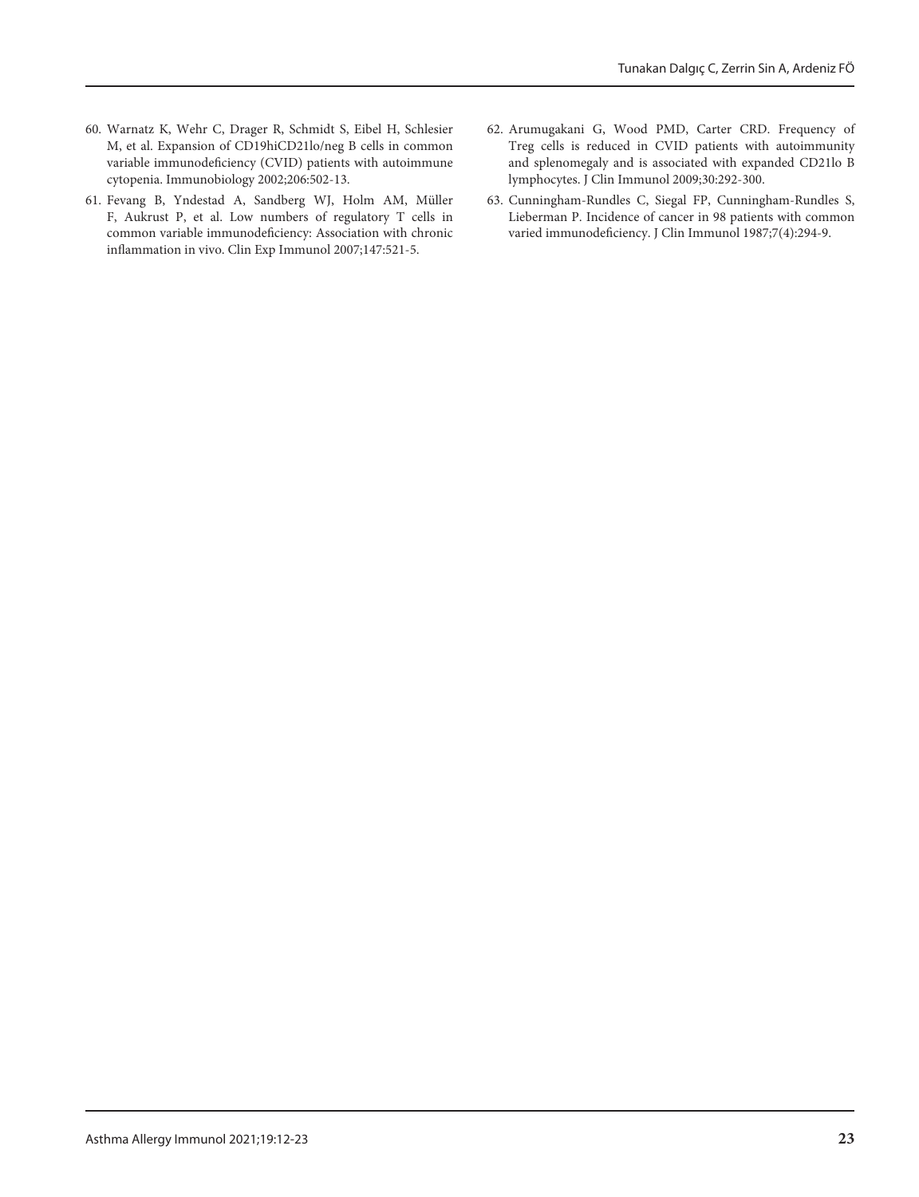60. Warnatz K, Wehr C, Drager R, Schmidt S, Eibel H, Schlesier M, et al. Expansion of CD19hiCD21lo/neg B cells in common variable immunodeficiency (CVID) patients with autoimmune cytopenia. Immunobiology 2002;206:502-13.
61. Fevang B, Yndestad A, Sandberg WJ, Holm AM, Müller F, Aukrust P, et al. Low numbers of regulatory T cells in common variable immunodeficiency: Association with chronic inflammation in vivo. Clin Exp Immunol 2007;147:521-5.
62. Arumugakani G, Wood PMD, Carter CRD. Frequency of Treg cells is reduced in CVID patients with autoimmunity and splenomegaly and is associated with expanded CD21lo B lymphocytes. J Clin Immunol 2009;30:292-300.
63. Cunningham-Rundles C, Siegal FP, Cunningham-Rundles S, Lieberman P. Incidence of cancer in 98 patients with common varied immunodeficiency. J Clin Immunol 1987;7(4):294-9.